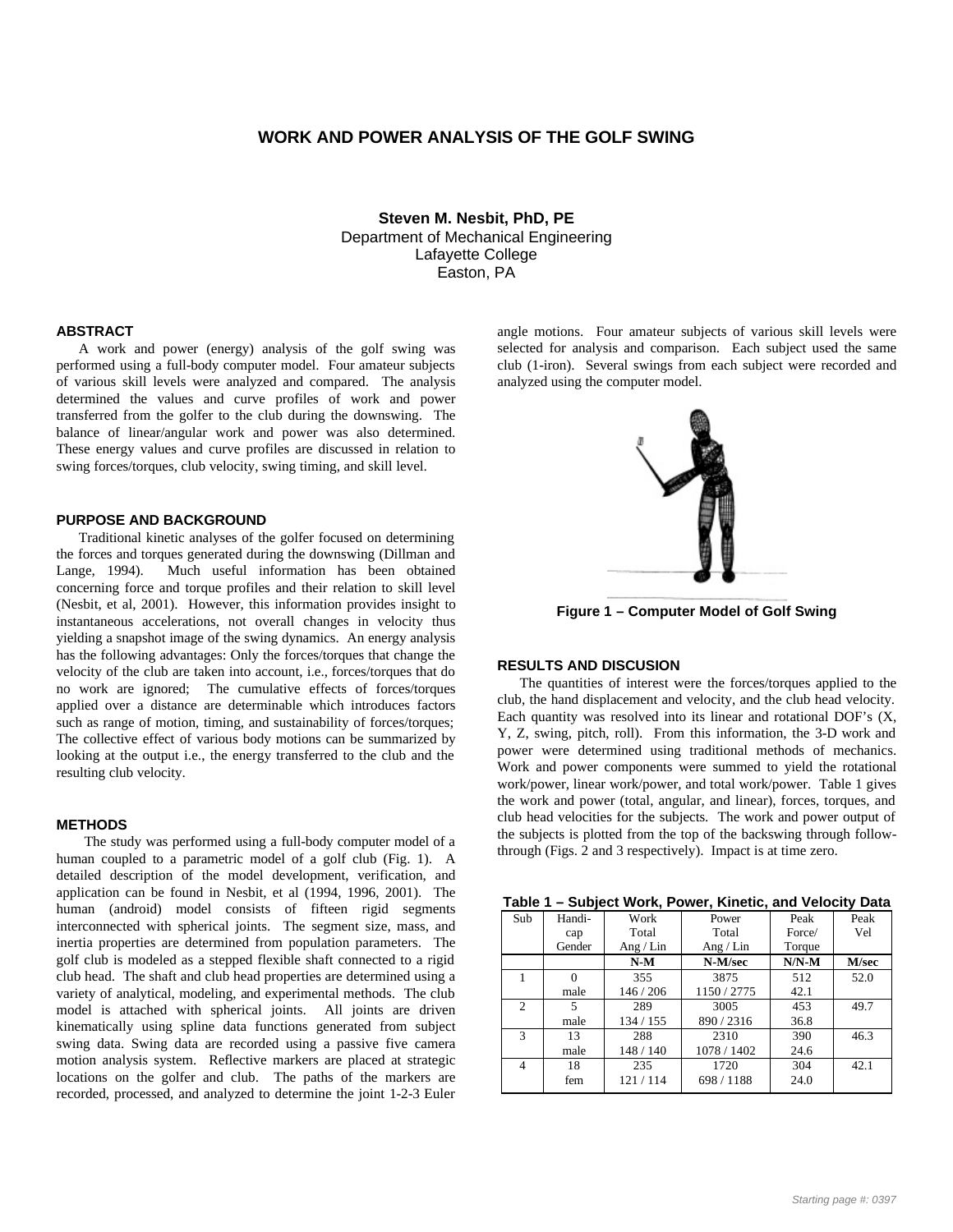# WORK AND POWER ANALYSIS OF THE GOLF SWING

**Steven M. Nesbit, PhD, PE**
Department of Mechanical Engineering
Lafayette College
Easton, PA

## ABSTRACT

A work and power (energy) analysis of the golf swing was performed using a full-body computer model. Four amateur subjects of various skill levels were analyzed and compared. The analysis determined the values and curve profiles of work and power transferred from the golfer to the club during the downswing. The balance of linear/angular work and power was also determined. These energy values and curve profiles are discussed in relation to swing forces/torques, club velocity, swing timing, and skill level.

## PURPOSE AND BACKGROUND

Traditional kinetic analyses of the golfer focused on determining the forces and torques generated during the downswing (Dillman and Lange, 1994). Much useful information has been obtained concerning force and torque profiles and their relation to skill level (Nesbit, et al, 2001). However, this information provides insight to instantaneous accelerations, not overall changes in velocity thus yielding a snapshot image of the swing dynamics. An energy analysis has the following advantages: Only the forces/torques that change the velocity of the club are taken into account, i.e., forces/torques that do no work are ignored; The cumulative effects of forces/torques applied over a distance are determinable which introduces factors such as range of motion, timing, and sustainability of forces/torques; The collective effect of various body motions can be summarized by looking at the output i.e., the energy transferred to the club and the resulting club velocity.

## METHODS

The study was performed using a full-body computer model of a human coupled to a parametric model of a golf club (Fig. 1). A detailed description of the model development, verification, and application can be found in Nesbit, et al (1994, 1996, 2001). The human (android) model consists of fifteen rigid segments interconnected with spherical joints. The segment size, mass, and inertia properties are determined from population parameters. The golf club is modeled as a stepped flexible shaft connected to a rigid club head. The shaft and club head properties are determined using a variety of analytical, modeling, and experimental methods. The club model is attached with spherical joints. All joints are driven kinematically using spline data functions generated from subject swing data. Swing data are recorded using a passive five camera motion analysis system. Reflective markers are placed at strategic locations on the golfer and club. The paths of the markers are recorded, processed, and analyzed to determine the joint 1-2-3 Euler angle motions. Four amateur subjects of various skill levels were selected for analysis and comparison. Each subject used the same club (1-iron). Several swings from each subject were recorded and analyzed using the computer model.

**Figure 1 – Computer Model of Golf Swing**

## RESULTS AND DISCUSION

The quantities of interest were the forces/torques applied to the club, the hand displacement and velocity, and the club head velocity. Each quantity was resolved into its linear and rotational DOF's (X, Y, Z, swing, pitch, roll). From this information, the 3-D work and power were determined using traditional methods of mechanics. Work and power components were summed to yield the rotational work/power, linear work/power, and total work/power. Table 1 gives the work and power (total, angular, and linear), forces, torques, and club head velocities for the subjects. The work and power output of the subjects is plotted from the top of the backswing through follow-through (Figs. 2 and 3 respectively). Impact is at time zero.

**Table 1 – Subject Work, Power, Kinetic, and Velocity Data**

| Sub | Handi-cap Gender | Work Total Ang / Lin | Power Total Ang / Lin | Peak Force/ Torque | Peak Vel |
|---|---|---|---|---|---|
| | | **N-M** | **N-M/sec** | **N/N-M** | **M/sec** |
| 1 | 0 male | 355 146 / 206 | 3875 1150 / 2775 | 512 42.1 | 52.0 |
| 2 | 5 male | 289 134 / 155 | 3005 890 / 2316 | 453 36.8 | 49.7 |
| 3 | 13 male | 288 148 / 140 | 2310 1078 / 1402 | 390 24.6 | 46.3 |
| 4 | 18 fem | 235 121 / 114 | 1720 698 / 1188 | 304 24.0 | 42.1 |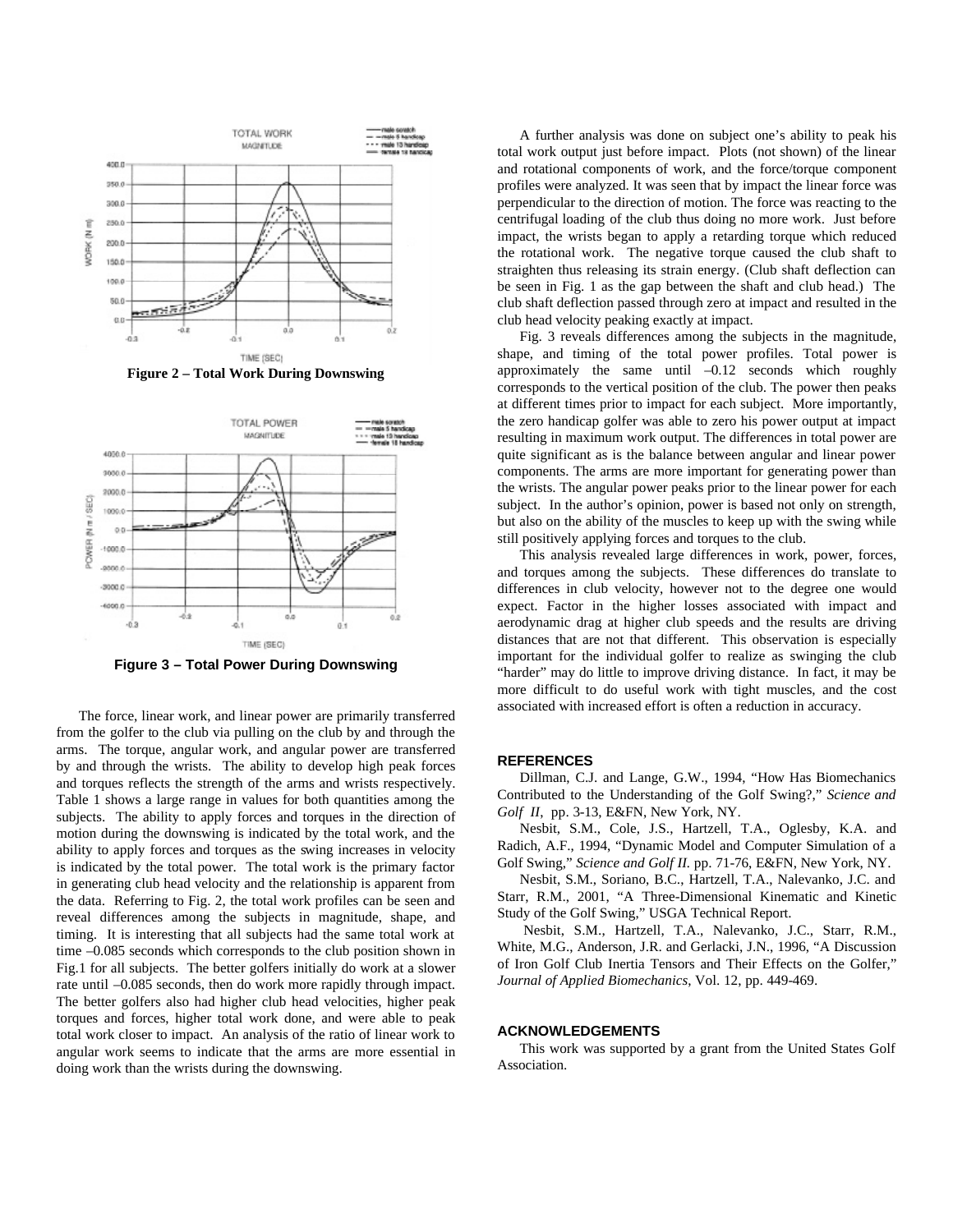TOTAL WORK
MAGNITUDE

male scratch
male 5 handicap
male 13 handicap
female 18 handicap

WORK (N m)

400.0
350.0
300.0
250.0
200.0
150.0
100.0
50.0
0.0

-0.3
-0.2
-0.1
0.0
0.1
0.2

TIME (SEC)

**Figure 2 – Total Work During Downswing**

TOTAL POWER
MAGNITUDE

male scratch
male 5 handicap
male 13 handicap
female 18 handicap

POWER (N m / SEC)

4000.0
3000.0
2000.0
1000.0
0.0
-1000.0
-2000.0
-3000.0
-4000.0

-0.3
-0.2
-0.1
0.0
0.1
0.2

TIME (SEC)

**Figure 3 – Total Power During Downswing**

The force, linear work, and linear power are primarily transferred from the golfer to the club via pulling on the club by and through the arms. The torque, angular work, and angular power are transferred by and through the wrists. The ability to develop high peak forces and torques reflects the strength of the arms and wrists respectively. Table 1 shows a large range in values for both quantities among the subjects. The ability to apply forces and torques in the direction of motion during the downswing is indicated by the total work, and the ability to apply forces and torques as the swing increases in velocity is indicated by the total power. The total work is the primary factor in generating club head velocity and the relationship is apparent from the data. Referring to Fig. 2, the total work profiles can be seen and reveal differences among the subjects in magnitude, shape, and timing. It is interesting that all subjects had the same total work at time –0.085 seconds which corresponds to the club position shown in Fig.1 for all subjects. The better golfers initially do work at a slower rate until –0.085 seconds, then do work more rapidly through impact. The better golfers also had higher club head velocities, higher peak torques and forces, higher total work done, and were able to peak total work closer to impact. An analysis of the ratio of linear work to angular work seems to indicate that the arms are more essential in doing work than the wrists during the downswing.

A further analysis was done on subject one's ability to peak his total work output just before impact. Plots (not shown) of the linear and rotational components of work, and the force/torque component profiles were analyzed. It was seen that by impact the linear force was perpendicular to the direction of motion. The force was reacting to the centrifugal loading of the club thus doing no more work. Just before impact, the wrists began to apply a retarding torque which reduced the rotational work. The negative torque caused the club shaft to straighten thus releasing its strain energy. (Club shaft deflection can be seen in Fig. 1 as the gap between the shaft and club head.) The club shaft deflection passed through zero at impact and resulted in the club head velocity peaking exactly at impact.

Fig. 3 reveals differences among the subjects in the magnitude, shape, and timing of the total power profiles. Total power is approximately the same until –0.12 seconds which roughly corresponds to the vertical position of the club. The power then peaks at different times prior to impact for each subject. More importantly, the zero handicap golfer was able to zero his power output at impact resulting in maximum work output. The differences in total power are quite significant as is the balance between angular and linear power components. The arms are more important for generating power than the wrists. The angular power peaks prior to the linear power for each subject. In the author's opinion, power is based not only on strength, but also on the ability of the muscles to keep up with the swing while still positively applying forces and torques to the club.

This analysis revealed large differences in work, power, forces, and torques among the subjects. These differences do translate to differences in club velocity, however not to the degree one would expect. Factor in the higher losses associated with impact and aerodynamic drag at higher club speeds and the results are driving distances that are not that different. This observation is especially important for the individual golfer to realize as swinging the club "harder" may do little to improve driving distance. In fact, it may be more difficult to do useful work with tight muscles, and the cost associated with increased effort is often a reduction in accuracy.

## REFERENCES

Dillman, C.J. and Lange, G.W., 1994, "How Has Biomechanics Contributed to the Understanding of the Golf Swing?," *Science and Golf II*, pp. 3-13, E&FN, New York, NY.

Nesbit, S.M., Cole, J.S., Hartzell, T.A., Oglesby, K.A. and Radich, A.F., 1994, "Dynamic Model and Computer Simulation of a Golf Swing," *Science and Golf II*. pp. 71-76, E&FN, New York, NY.

Nesbit, S.M., Soriano, B.C., Hartzell, T.A., Nalevanko, J.C. and Starr, R.M., 2001, "A Three-Dimensional Kinematic and Kinetic Study of the Golf Swing," USGA Technical Report.

Nesbit, S.M., Hartzell, T.A., Nalevanko, J.C., Starr, R.M., White, M.G., Anderson, J.R. and Gerlacki, J.N., 1996, "A Discussion of Iron Golf Club Inertia Tensors and Their Effects on the Golfer," *Journal of Applied Biomechanics*, Vol. 12, pp. 449-469.

## ACKNOWLEDGEMENTS

This work was supported by a grant from the United States Golf Association.